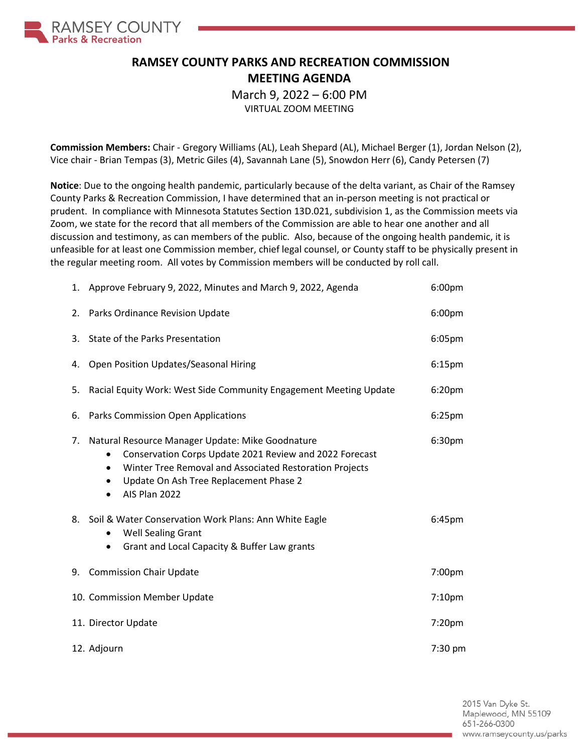RAMSEY COUNTY
Parks & Recreation

# RAMSEY COUNTY PARKS AND RECREATION COMMISSION MEETING AGENDA

March 9, 2022 – 6:00 PM
VIRTUAL ZOOM MEETING

**Commission Members:** Chair - Gregory Williams (AL), Leah Shepard (AL), Michael Berger (1), Jordan Nelson (2), Vice chair - Brian Tempas (3), Metric Giles (4), Savannah Lane (5), Snowdon Herr (6), Candy Petersen (7)

**Notice**: Due to the ongoing health pandemic, particularly because of the delta variant, as Chair of the Ramsey County Parks & Recreation Commission, I have determined that an in-person meeting is not practical or prudent. In compliance with Minnesota Statutes Section 13D.021, subdivision 1, as the Commission meets via Zoom, we state for the record that all members of the Commission are able to hear one another and all discussion and testimony, as can members of the public. Also, because of the ongoing health pandemic, it is unfeasible for at least one Commission member, chief legal counsel, or County staff to be physically present in the regular meeting room. All votes by Commission members will be conducted by roll call.

1. Approve February 9, 2022, Minutes and March 9, 2022, Agenda — 6:00pm
2. Parks Ordinance Revision Update — 6:00pm
3. State of the Parks Presentation — 6:05pm
4. Open Position Updates/Seasonal Hiring — 6:15pm
5. Racial Equity Work: West Side Community Engagement Meeting Update — 6:20pm
6. Parks Commission Open Applications — 6:25pm
7. Natural Resource Manager Update: Mike Goodnature — 6:30pm
   - Conservation Corps Update 2021 Review and 2022 Forecast
   - Winter Tree Removal and Associated Restoration Projects
   - Update On Ash Tree Replacement Phase 2
   - AIS Plan 2022
8. Soil & Water Conservation Work Plans: Ann White Eagle — 6:45pm
   - Well Sealing Grant
   - Grant and Local Capacity & Buffer Law grants
9. Commission Chair Update — 7:00pm
10. Commission Member Update — 7:10pm
11. Director Update — 7:20pm
12. Adjourn — 7:30 pm

2015 Van Dyke St.
Maplewood, MN 55109
651-266-0300
www.ramseycounty.us/parks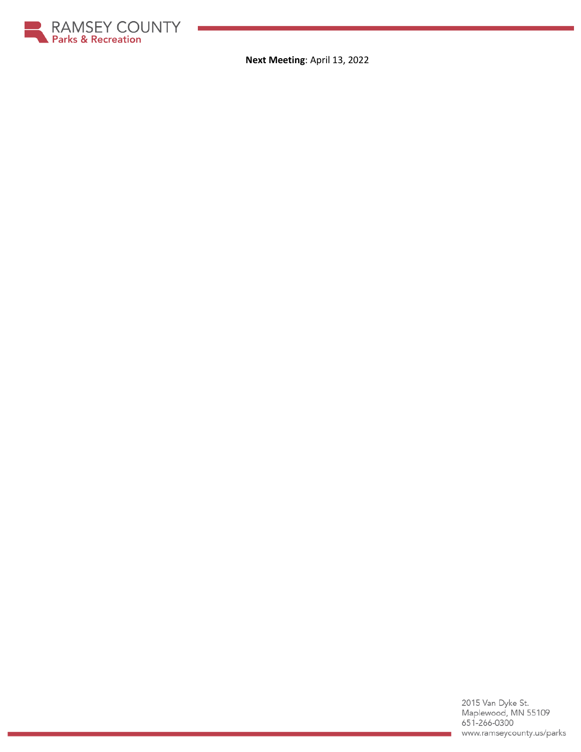**Next Meeting**: April 13, 2022